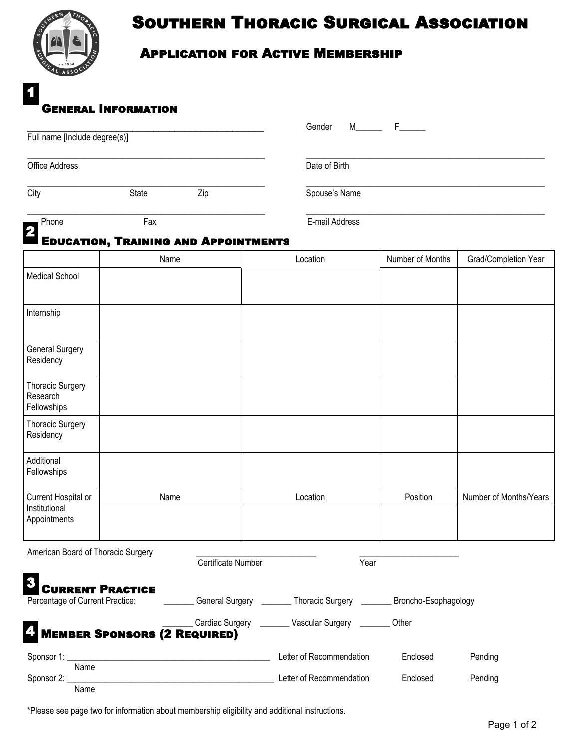# Southern Thoracic Surgical Association

## Application for Active Membership

## 1 General Information

_______________________________________________ Gender M______ F______
Full name [Include degree(s)]

_______________________________________________
Office Address

_______________________________________________
Date of Birth

_______________________________________________
City State Zip

_______________________________________________
Spouse's Name

_______________________________________________
Phone Fax

_______________________________________________
E-mail Address

## 2 Education, Training and Appointments

| | Name | Location | Number of Months | Grad/Completion Year |
|---|---|---|---|---|
| Medical School | | | | |
| Internship | | | | |
| General Surgery Residency | | | | |
| Thoracic Surgery Research Fellowships | | | | |
| Thoracic Surgery Residency | | | | |
| Additional Fellowships | | | | |
| Current Hospital or Institutional Appointments | Name | Location | Position | Number of Months/Years |
| | | | | |

American Board of Thoracic Surgery ____________________ Certificate Number ____________________ Year

## 3 Current Practice

Percentage of Current Practice: _______ General Surgery _______ Thoracic Surgery _______ Broncho-Esophagology

_______ Cardiac Surgery _______ Vascular Surgery _______ Other

## 4 Member Sponsors (2 Required)

Sponsor 1: _______________________________________ Letter of Recommendation Enclosed Pending
Name

Sponsor 2: _______________________________________ Letter of Recommendation Enclosed Pending
Name

*Please see page two for information about membership eligibility and additional instructions.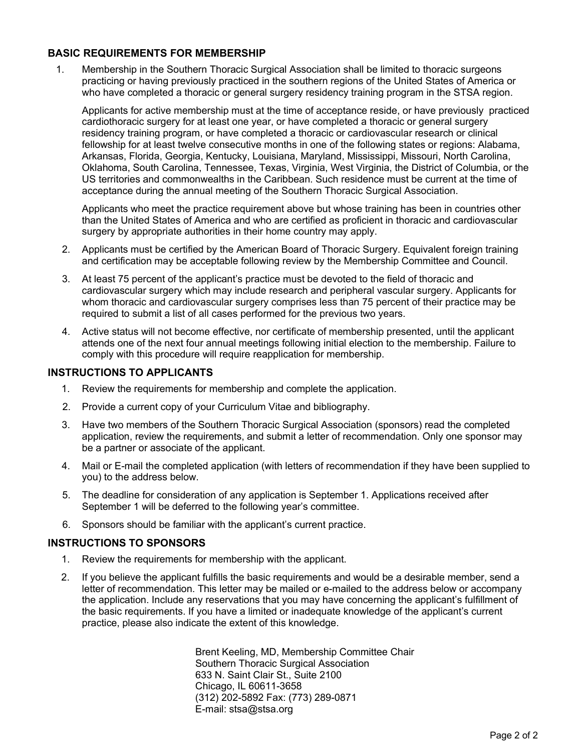## BASIC REQUIREMENTS FOR MEMBERSHIP

1. Membership in the Southern Thoracic Surgical Association shall be limited to thoracic surgeons practicing or having previously practiced in the southern regions of the United States of America or who have completed a thoracic or general surgery residency training program in the STSA region.

   Applicants for active membership must at the time of acceptance reside, or have previously practiced cardiothoracic surgery for at least one year, or have completed a thoracic or general surgery residency training program, or have completed a thoracic or cardiovascular research or clinical fellowship for at least twelve consecutive months in one of the following states or regions: Alabama, Arkansas, Florida, Georgia, Kentucky, Louisiana, Maryland, Mississippi, Missouri, North Carolina, Oklahoma, South Carolina, Tennessee, Texas, Virginia, West Virginia, the District of Columbia, or the US territories and commonwealths in the Caribbean. Such residence must be current at the time of acceptance during the annual meeting of the Southern Thoracic Surgical Association.

   Applicants who meet the practice requirement above but whose training has been in countries other than the United States of America and who are certified as proficient in thoracic and cardiovascular surgery by appropriate authorities in their home country may apply.

2. Applicants must be certified by the American Board of Thoracic Surgery. Equivalent foreign training and certification may be acceptable following review by the Membership Committee and Council.

3. At least 75 percent of the applicant's practice must be devoted to the field of thoracic and cardiovascular surgery which may include research and peripheral vascular surgery. Applicants for whom thoracic and cardiovascular surgery comprises less than 75 percent of their practice may be required to submit a list of all cases performed for the previous two years.

4. Active status will not become effective, nor certificate of membership presented, until the applicant attends one of the next four annual meetings following initial election to the membership. Failure to comply with this procedure will require reapplication for membership.

## INSTRUCTIONS TO APPLICANTS

1. Review the requirements for membership and complete the application.
2. Provide a current copy of your Curriculum Vitae and bibliography.
3. Have two members of the Southern Thoracic Surgical Association (sponsors) read the completed application, review the requirements, and submit a letter of recommendation. Only one sponsor may be a partner or associate of the applicant.
4. Mail or E-mail the completed application (with letters of recommendation if they have been supplied to you) to the address below.
5. The deadline for consideration of any application is September 1. Applications received after September 1 will be deferred to the following year's committee.
6. Sponsors should be familiar with the applicant's current practice.

## INSTRUCTIONS TO SPONSORS

1. Review the requirements for membership with the applicant.
2. If you believe the applicant fulfills the basic requirements and would be a desirable member, send a letter of recommendation. This letter may be mailed or e-mailed to the address below or accompany the application. Include any reservations that you may have concerning the applicant's fulfillment of the basic requirements. If you have a limited or inadequate knowledge of the applicant's current practice, please also indicate the extent of this knowledge.

Brent Keeling, MD, Membership Committee Chair  
Southern Thoracic Surgical Association  
633 N. Saint Clair St., Suite 2100  
Chicago, IL 60611-3658  
(312) 202-5892 Fax: (773) 289-0871  
E-mail: stsa@stsa.org